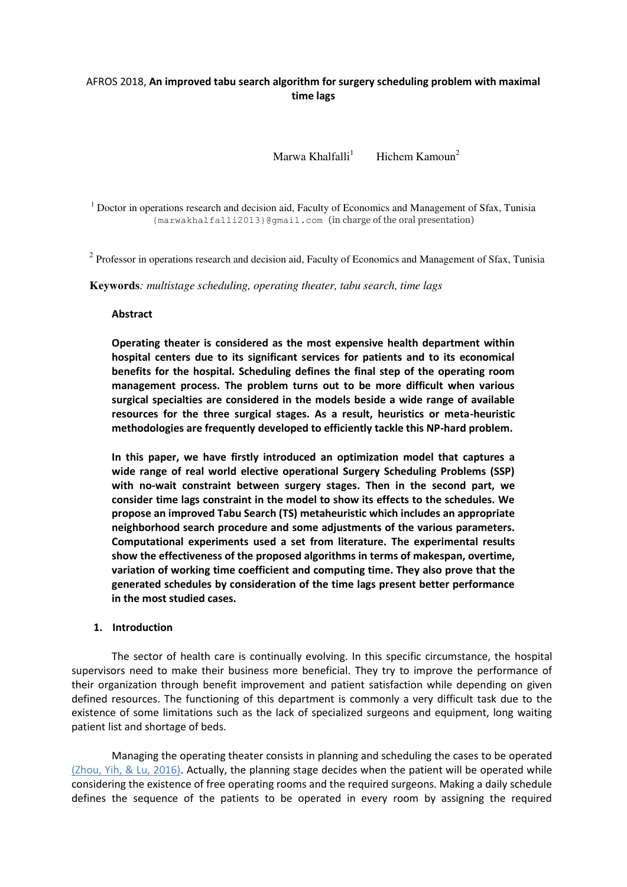AFROS 2018, **An improved tabu search algorithm for surgery scheduling problem with maximal time lags**

Marwa Khalfalli[1] Hichem Kamoun[2]

[1] Doctor in operations research and decision aid, Faculty of Economics and Management of Sfax, Tunisia {marwakhalfalli2013}@gmail.com (in charge of the oral presentation)

[2] Professor in operations research and decision aid, Faculty of Economics and Management of Sfax, Tunisia

**Keywords**: *multistage scheduling, operating theater, tabu search, time lags*

**Abstract**

**Operating theater is considered as the most expensive health department within hospital centers due to its significant services for patients and to its economical benefits for the hospital. Scheduling defines the final step of the operating room management process. The problem turns out to be more difficult when various surgical specialties are considered in the models beside a wide range of available resources for the three surgical stages. As a result, heuristics or meta-heuristic methodologies are frequently developed to efficiently tackle this NP-hard problem.**

**In this paper, we have firstly introduced an optimization model that captures a wide range of real world elective operational Surgery Scheduling Problems (SSP) with no-wait constraint between surgery stages. Then in the second part, we consider time lags constraint in the model to show its effects to the schedules. We propose an improved Tabu Search (TS) metaheuristic which includes an appropriate neighborhood search procedure and some adjustments of the various parameters. Computational experiments used a set from literature. The experimental results show the effectiveness of the proposed algorithms in terms of makespan, overtime, variation of working time coefficient and computing time. They also prove that the generated schedules by consideration of the time lags present better performance in the most studied cases.**

## 1. Introduction

The sector of health care is continually evolving. In this specific circumstance, the hospital supervisors need to make their business more beneficial. They try to improve the performance of their organization through benefit improvement and patient satisfaction while depending on given defined resources. The functioning of this department is commonly a very difficult task due to the existence of some limitations such as the lack of specialized surgeons and equipment, long waiting patient list and shortage of beds.

Managing the operating theater consists in planning and scheduling the cases to be operated (Zhou, Yih, & Lu, 2016). Actually, the planning stage decides when the patient will be operated while considering the existence of free operating rooms and the required surgeons. Making a daily schedule defines the sequence of the patients to be operated in every room by assigning the required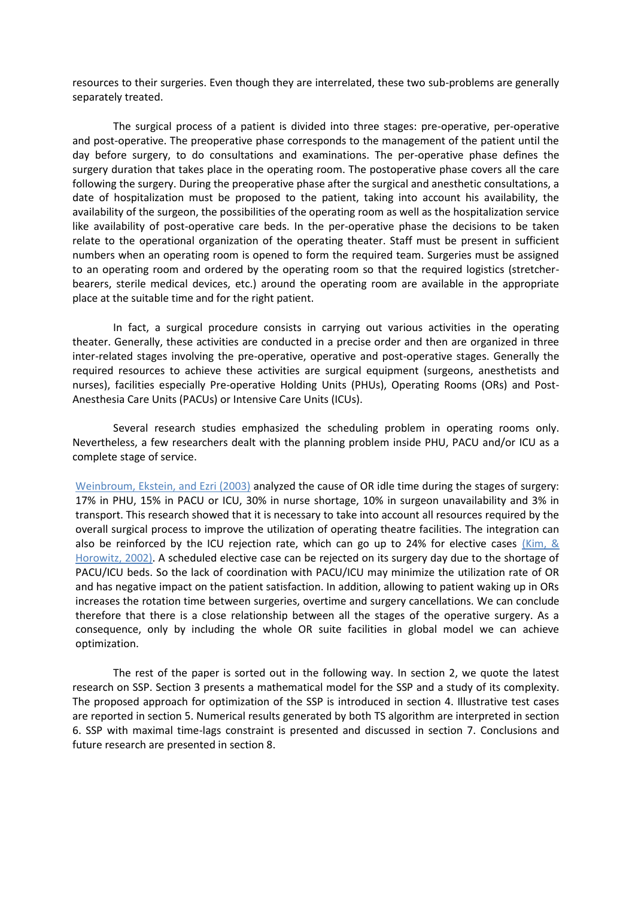resources to their surgeries. Even though they are interrelated, these two sub-problems are generally separately treated.

The surgical process of a patient is divided into three stages: pre-operative, per-operative and post-operative. The preoperative phase corresponds to the management of the patient until the day before surgery, to do consultations and examinations. The per-operative phase defines the surgery duration that takes place in the operating room. The postoperative phase covers all the care following the surgery. During the preoperative phase after the surgical and anesthetic consultations, a date of hospitalization must be proposed to the patient, taking into account his availability, the availability of the surgeon, the possibilities of the operating room as well as the hospitalization service like availability of post-operative care beds. In the per-operative phase the decisions to be taken relate to the operational organization of the operating theater. Staff must be present in sufficient numbers when an operating room is opened to form the required team. Surgeries must be assigned to an operating room and ordered by the operating room so that the required logistics (stretcher-bearers, sterile medical devices, etc.) around the operating room are available in the appropriate place at the suitable time and for the right patient.

In fact, a surgical procedure consists in carrying out various activities in the operating theater. Generally, these activities are conducted in a precise order and then are organized in three inter-related stages involving the pre-operative, operative and post-operative stages. Generally the required resources to achieve these activities are surgical equipment (surgeons, anesthetists and nurses), facilities especially Pre-operative Holding Units (PHUs), Operating Rooms (ORs) and Post-Anesthesia Care Units (PACUs) or Intensive Care Units (ICUs).

Several research studies emphasized the scheduling problem in operating rooms only. Nevertheless, a few researchers dealt with the planning problem inside PHU, PACU and/or ICU as a complete stage of service.

Weinbroum, Ekstein, and Ezri (2003) analyzed the cause of OR idle time during the stages of surgery: 17% in PHU, 15% in PACU or ICU, 30% in nurse shortage, 10% in surgeon unavailability and 3% in transport. This research showed that it is necessary to take into account all resources required by the overall surgical process to improve the utilization of operating theatre facilities. The integration can also be reinforced by the ICU rejection rate, which can go up to 24% for elective cases (Kim, & Horowitz, 2002). A scheduled elective case can be rejected on its surgery day due to the shortage of PACU/ICU beds. So the lack of coordination with PACU/ICU may minimize the utilization rate of OR and has negative impact on the patient satisfaction. In addition, allowing to patient waking up in ORs increases the rotation time between surgeries, overtime and surgery cancellations. We can conclude therefore that there is a close relationship between all the stages of the operative surgery. As a consequence, only by including the whole OR suite facilities in global model we can achieve optimization.

The rest of the paper is sorted out in the following way. In section 2, we quote the latest research on SSP. Section 3 presents a mathematical model for the SSP and a study of its complexity. The proposed approach for optimization of the SSP is introduced in section 4. Illustrative test cases are reported in section 5. Numerical results generated by both TS algorithm are interpreted in section 6. SSP with maximal time-lags constraint is presented and discussed in section 7. Conclusions and future research are presented in section 8.